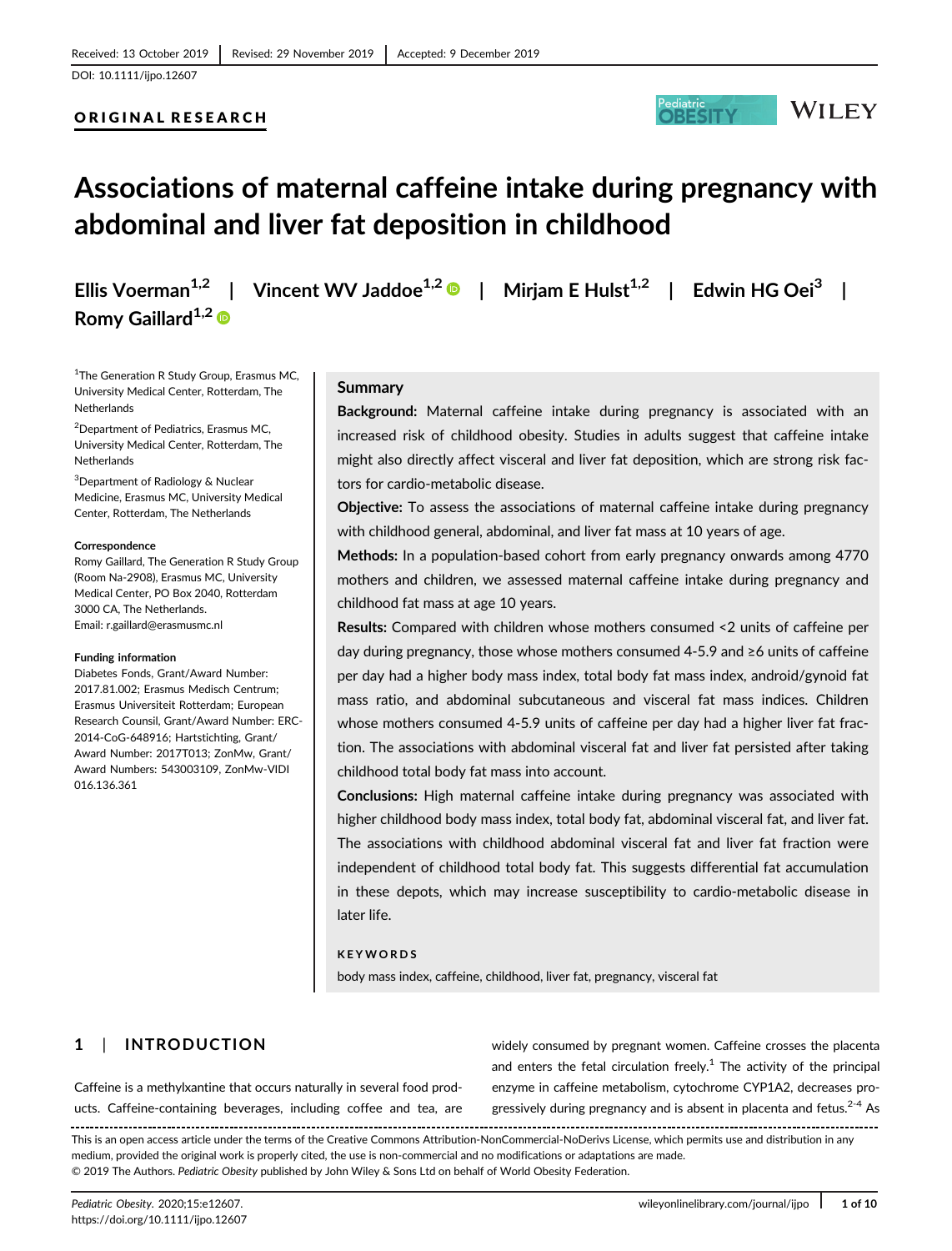Received: 13 October 2019 | Revised: 29 November 2019 | Accepted: 9 December 2019

DOI: 10.1111/ijpo.12607

ORIGINAL RESEARCH

# Associations of maternal caffeine intake during pregnancy with abdominal and liver fat deposition in childhood

Ellis Voerman[1,2] | Vincent WV Jaddoe[1,2] | Mirjam E Hulst[1,2] | Edwin HG Oei[3] | Romy Gaillard[1,2]

[1]The Generation R Study Group, Erasmus MC, University Medical Center, Rotterdam, The Netherlands

[2]Department of Pediatrics, Erasmus MC, University Medical Center, Rotterdam, The Netherlands

[3]Department of Radiology & Nuclear Medicine, Erasmus MC, University Medical Center, Rotterdam, The Netherlands

**Correspondence**
Romy Gaillard, The Generation R Study Group (Room Na-2908), Erasmus MC, University Medical Center, PO Box 2040, Rotterdam 3000 CA, The Netherlands.
Email: r.gaillard@erasmusmc.nl

**Funding information**
Diabetes Fonds, Grant/Award Number: 2017.81.002; Erasmus Medisch Centrum; Erasmus Universiteit Rotterdam; European Research Counsil, Grant/Award Number: ERC-2014-CoG-648916; Hartstichting, Grant/Award Number: 2017T013; ZonMw, Grant/Award Numbers: 543003109, ZonMw-VIDI 016.136.361

## Summary

**Background:** Maternal caffeine intake during pregnancy is associated with an increased risk of childhood obesity. Studies in adults suggest that caffeine intake might also directly affect visceral and liver fat deposition, which are strong risk factors for cardio-metabolic disease.

**Objective:** To assess the associations of maternal caffeine intake during pregnancy with childhood general, abdominal, and liver fat mass at 10 years of age.

**Methods:** In a population-based cohort from early pregnancy onwards among 4770 mothers and children, we assessed maternal caffeine intake during pregnancy and childhood fat mass at age 10 years.

**Results:** Compared with children whose mothers consumed <2 units of caffeine per day during pregnancy, those whose mothers consumed 4-5.9 and ≥6 units of caffeine per day had a higher body mass index, total body fat mass index, android/gynoid fat mass ratio, and abdominal subcutaneous and visceral fat mass indices. Children whose mothers consumed 4-5.9 units of caffeine per day had a higher liver fat fraction. The associations with abdominal visceral fat and liver fat persisted after taking childhood total body fat mass into account.

**Conclusions:** High maternal caffeine intake during pregnancy was associated with higher childhood body mass index, total body fat, abdominal visceral fat, and liver fat. The associations with childhood abdominal visceral fat and liver fat fraction were independent of childhood total body fat. This suggests differential fat accumulation in these depots, which may increase susceptibility to cardio-metabolic disease in later life.

**KEYWORDS**
body mass index, caffeine, childhood, liver fat, pregnancy, visceral fat

## 1 | INTRODUCTION

Caffeine is a methylxanthine that occurs naturally in several food products. Caffeine-containing beverages, including coffee and tea, are widely consumed by pregnant women. Caffeine crosses the placenta and enters the fetal circulation freely.[1] The activity of the principal enzyme in caffeine metabolism, cytochrome CYP1A2, decreases progressively during pregnancy and is absent in placenta and fetus.[2-4] As

This is an open access article under the terms of the Creative Commons Attribution-NonCommercial-NoDerivs License, which permits use and distribution in any medium, provided the original work is properly cited, the use is non-commercial and no modifications or adaptations are made.
© 2019 The Authors. *Pediatric Obesity* published by John Wiley & Sons Ltd on behalf of World Obesity Federation.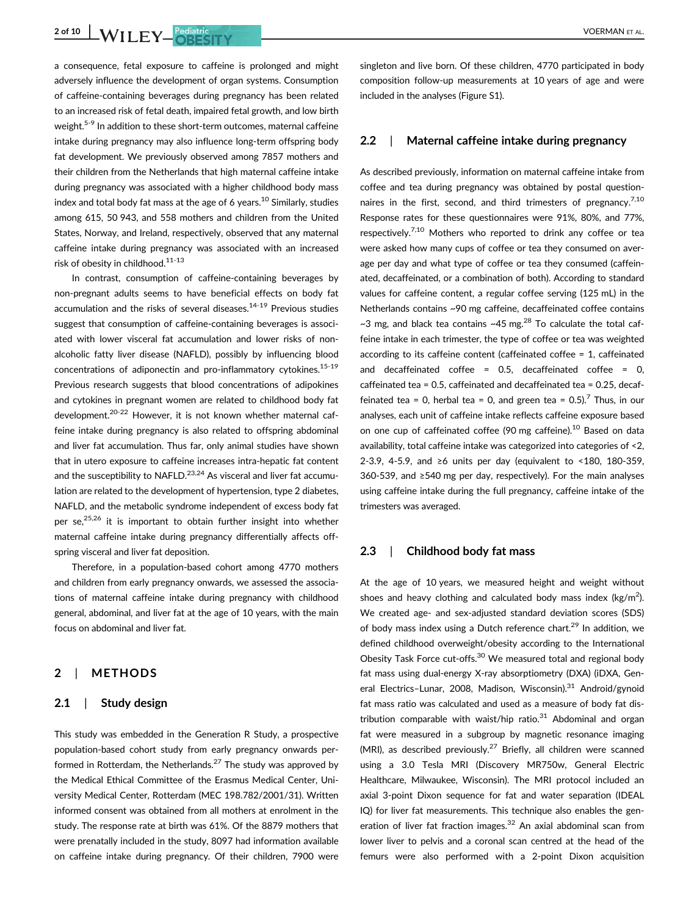a consequence, fetal exposure to caffeine is prolonged and might adversely influence the development of organ systems. Consumption of caffeine-containing beverages during pregnancy has been related to an increased risk of fetal death, impaired fetal growth, and low birth weight.[5-9] In addition to these short-term outcomes, maternal caffeine intake during pregnancy may also influence long-term offspring body fat development. We previously observed among 7857 mothers and their children from the Netherlands that high maternal caffeine intake during pregnancy was associated with a higher childhood body mass index and total body fat mass at the age of 6 years.[10] Similarly, studies among 615, 50 943, and 558 mothers and children from the United States, Norway, and Ireland, respectively, observed that any maternal caffeine intake during pregnancy was associated with an increased risk of obesity in childhood.[11-13]

In contrast, consumption of caffeine-containing beverages by non-pregnant adults seems to have beneficial effects on body fat accumulation and the risks of several diseases.[14-19] Previous studies suggest that consumption of caffeine-containing beverages is associated with lower visceral fat accumulation and lower risks of non-alcoholic fatty liver disease (NAFLD), possibly by influencing blood concentrations of adiponectin and pro-inflammatory cytokines.[15-19] Previous research suggests that blood concentrations of adipokines and cytokines in pregnant women are related to childhood body fat development.[20-22] However, it is not known whether maternal caffeine intake during pregnancy is also related to offspring abdominal and liver fat accumulation. Thus far, only animal studies have shown that in utero exposure to caffeine increases intra-hepatic fat content and the susceptibility to NAFLD.[23,24] As visceral and liver fat accumulation are related to the development of hypertension, type 2 diabetes, NAFLD, and the metabolic syndrome independent of excess body fat per se,[25,26] it is important to obtain further insight into whether maternal caffeine intake during pregnancy differentially affects offspring visceral and liver fat deposition.

Therefore, in a population-based cohort among 4770 mothers and children from early pregnancy onwards, we assessed the associations of maternal caffeine intake during pregnancy with childhood general, abdominal, and liver fat at the age of 10 years, with the main focus on abdominal and liver fat.

## 2 | METHODS

### 2.1 | Study design

This study was embedded in the Generation R Study, a prospective population-based cohort study from early pregnancy onwards performed in Rotterdam, the Netherlands.[27] The study was approved by the Medical Ethical Committee of the Erasmus Medical Center, University Medical Center, Rotterdam (MEC 198.782/2001/31). Written informed consent was obtained from all mothers at enrolment in the study. The response rate at birth was 61%. Of the 8879 mothers that were prenatally included in the study, 8097 had information available on caffeine intake during pregnancy. Of their children, 7900 were singleton and live born. Of these children, 4770 participated in body composition follow-up measurements at 10 years of age and were included in the analyses (Figure S1).

### 2.2 | Maternal caffeine intake during pregnancy

As described previously, information on maternal caffeine intake from coffee and tea during pregnancy was obtained by postal questionnaires in the first, second, and third trimesters of pregnancy.[7,10] Response rates for these questionnaires were 91%, 80%, and 77%, respectively.[7,10] Mothers who reported to drink any coffee or tea were asked how many cups of coffee or tea they consumed on average per day and what type of coffee or tea they consumed (caffeinated, decaffeinated, or a combination of both). According to standard values for caffeine content, a regular coffee serving (125 mL) in the Netherlands contains ~90 mg caffeine, decaffeinated coffee contains ~3 mg, and black tea contains ~45 mg.[28] To calculate the total caffeine intake in each trimester, the type of coffee or tea was weighted according to its caffeine content (caffeinated coffee = 1, caffeinated and decaffeinated coffee = 0.5, decaffeinated coffee = 0, caffeinated tea = 0.5, caffeinated and decaffeinated tea = 0.25, decaffeinated tea = 0, herbal tea = 0, and green tea = 0.5).[7] Thus, in our analyses, each unit of caffeine intake reflects caffeine exposure based on one cup of caffeinated coffee (90 mg caffeine).[10] Based on data availability, total caffeine intake was categorized into categories of <2, 2-3.9, 4-5.9, and ≥6 units per day (equivalent to <180, 180-359, 360-539, and ≥540 mg per day, respectively). For the main analyses using caffeine intake during the full pregnancy, caffeine intake of the trimesters was averaged.

### 2.3 | Childhood body fat mass

At the age of 10 years, we measured height and weight without shoes and heavy clothing and calculated body mass index (kg/m$^2$). We created age- and sex-adjusted standard deviation scores (SDS) of body mass index using a Dutch reference chart.[29] In addition, we defined childhood overweight/obesity according to the International Obesity Task Force cut-offs.[30] We measured total and regional body fat mass using dual-energy X-ray absorptiometry (DXA) (iDXA, General Electrics–Lunar, 2008, Madison, Wisconsin).[31] Android/gynoid fat mass ratio was calculated and used as a measure of body fat distribution comparable with waist/hip ratio.[31] Abdominal and organ fat were measured in a subgroup by magnetic resonance imaging (MRI), as described previously.[27] Briefly, all children were scanned using a 3.0 Tesla MRI (Discovery MR750w, General Electric Healthcare, Milwaukee, Wisconsin). The MRI protocol included an axial 3-point Dixon sequence for fat and water separation (IDEAL IQ) for liver fat measurements. This technique also enables the generation of liver fat fraction images.[32] An axial abdominal scan from lower liver to pelvis and a coronal scan centred at the head of the femurs were also performed with a 2-point Dixon acquisition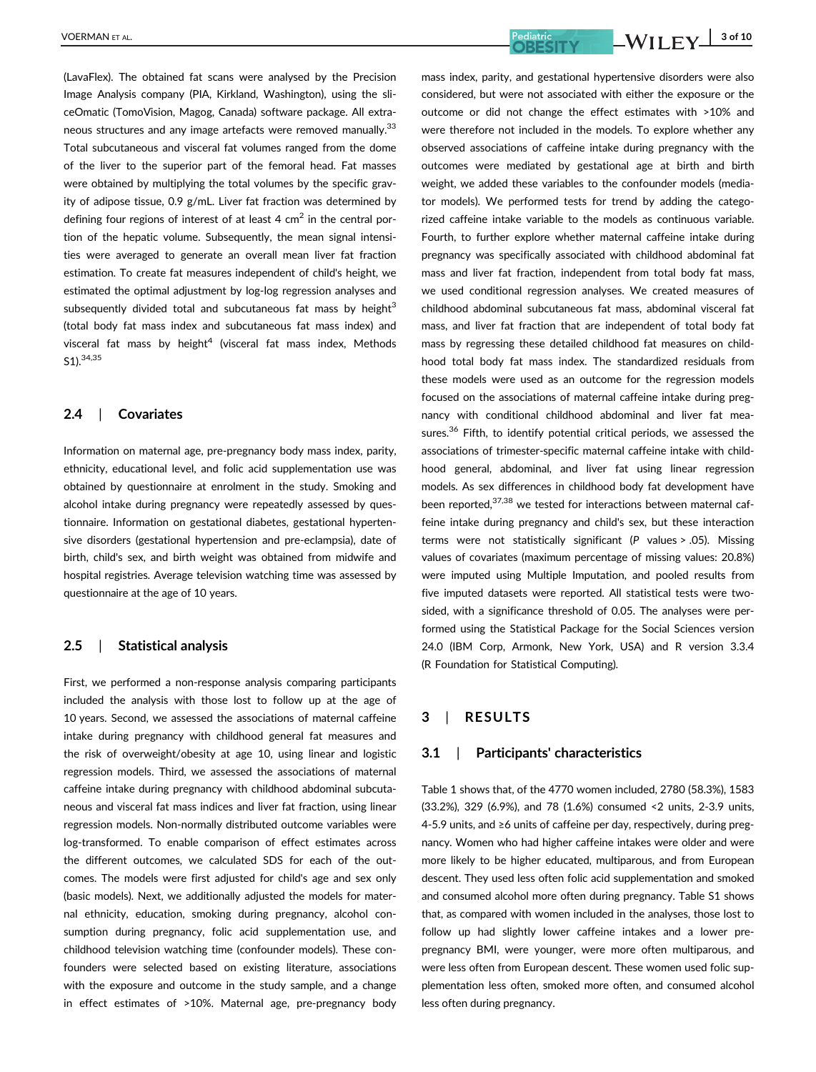(LavaFlex). The obtained fat scans were analysed by the Precision Image Analysis company (PIA, Kirkland, Washington), using the sliceOmatic (TomoVision, Magog, Canada) software package. All extraneous structures and any image artefacts were removed manually.[33] Total subcutaneous and visceral fat volumes ranged from the dome of the liver to the superior part of the femoral head. Fat masses were obtained by multiplying the total volumes by the specific gravity of adipose tissue, 0.9 g/mL. Liver fat fraction was determined by defining four regions of interest of at least 4 $cm^2$ in the central portion of the hepatic volume. Subsequently, the mean signal intensities were averaged to generate an overall mean liver fat fraction estimation. To create fat measures independent of child's height, we estimated the optimal adjustment by log-log regression analyses and subsequently divided total and subcutaneous fat mass by $height^3$ (total body fat mass index and subcutaneous fat mass index) and visceral fat mass by $height^4$ (visceral fat mass index, Methods S1).[34,35]

## 2.4 | Covariates

Information on maternal age, pre-pregnancy body mass index, parity, ethnicity, educational level, and folic acid supplementation use was obtained by questionnaire at enrolment in the study. Smoking and alcohol intake during pregnancy were repeatedly assessed by questionnaire. Information on gestational diabetes, gestational hypertensive disorders (gestational hypertension and pre-eclampsia), date of birth, child's sex, and birth weight was obtained from midwife and hospital registries. Average television watching time was assessed by questionnaire at the age of 10 years.

## 2.5 | Statistical analysis

First, we performed a non-response analysis comparing participants included the analysis with those lost to follow up at the age of 10 years. Second, we assessed the associations of maternal caffeine intake during pregnancy with childhood general fat measures and the risk of overweight/obesity at age 10, using linear and logistic regression models. Third, we assessed the associations of maternal caffeine intake during pregnancy with childhood abdominal subcutaneous and visceral fat mass indices and liver fat fraction, using linear regression models. Non-normally distributed outcome variables were log-transformed. To enable comparison of effect estimates across the different outcomes, we calculated SDS for each of the outcomes. The models were first adjusted for child's age and sex only (basic models). Next, we additionally adjusted the models for maternal ethnicity, education, smoking during pregnancy, alcohol consumption during pregnancy, folic acid supplementation use, and childhood television watching time (confounder models). These confounders were selected based on existing literature, associations with the exposure and outcome in the study sample, and a change in effect estimates of >10%. Maternal age, pre-pregnancy body mass index, parity, and gestational hypertensive disorders were also considered, but were not associated with either the exposure or the outcome or did not change the effect estimates with >10% and were therefore not included in the models. To explore whether any observed associations of caffeine intake during pregnancy with the outcomes were mediated by gestational age at birth and birth weight, we added these variables to the confounder models (mediator models). We performed tests for trend by adding the categorized caffeine intake variable to the models as continuous variable. Fourth, to further explore whether maternal caffeine intake during pregnancy was specifically associated with childhood abdominal fat mass and liver fat fraction, independent from total body fat mass, we used conditional regression analyses. We created measures of childhood abdominal subcutaneous fat mass, abdominal visceral fat mass, and liver fat fraction that are independent of total body fat mass by regressing these detailed childhood fat measures on childhood total body fat mass index. The standardized residuals from these models were used as an outcome for the regression models focused on the associations of maternal caffeine intake during pregnancy with conditional childhood abdominal and liver fat measures.[36] Fifth, to identify potential critical periods, we assessed the associations of trimester-specific maternal caffeine intake with childhood general, abdominal, and liver fat using linear regression models. As sex differences in childhood body fat development have been reported,[37,38] we tested for interactions between maternal caffeine intake during pregnancy and child's sex, but these interaction terms were not statistically significant ($P$ values > .05). Missing values of covariates (maximum percentage of missing values: 20.8%) were imputed using Multiple Imputation, and pooled results from five imputed datasets were reported. All statistical tests were two-sided, with a significance threshold of 0.05. The analyses were performed using the Statistical Package for the Social Sciences version 24.0 (IBM Corp, Armonk, New York, USA) and R version 3.3.4 (R Foundation for Statistical Computing).

# 3 | RESULTS

## 3.1 | Participants' characteristics

Table 1 shows that, of the 4770 women included, 2780 (58.3%), 1583 (33.2%), 329 (6.9%), and 78 (1.6%) consumed <2 units, 2-3.9 units, 4-5.9 units, and ≥6 units of caffeine per day, respectively, during pregnancy. Women who had higher caffeine intakes were older and were more likely to be higher educated, multiparous, and from European descent. They used less often folic acid supplementation and smoked and consumed alcohol more often during pregnancy. Table S1 shows that, as compared with women included in the analyses, those lost to follow up had slightly lower caffeine intakes and a lower pre-pregnancy BMI, were younger, were more often multiparous, and were less often from European descent. These women used folic supplementation less often, smoked more often, and consumed alcohol less often during pregnancy.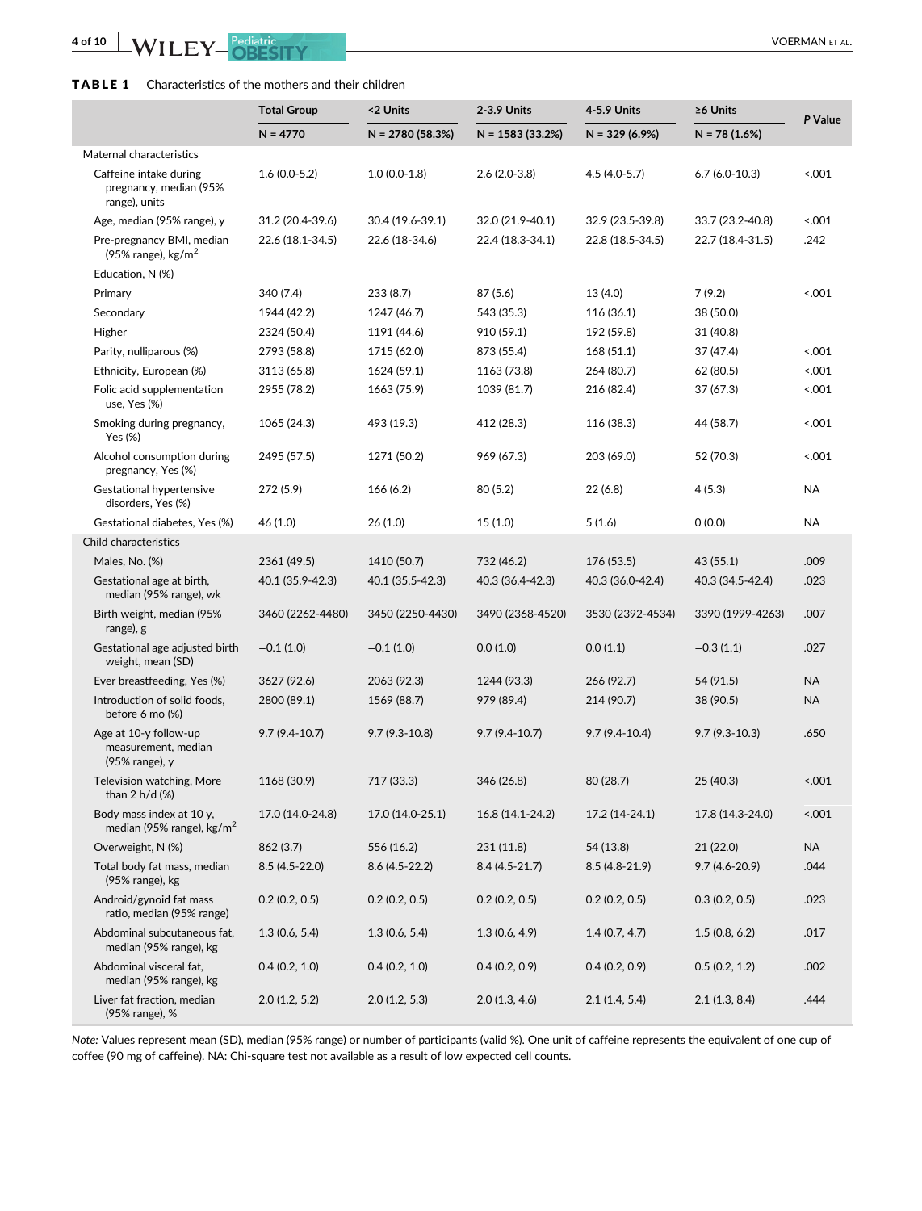**TABLE 1** Characteristics of the mothers and their children

| | Total Group | <2 Units | 2-3.9 Units | 4-5.9 Units | ≥6 Units | P Value |
|---|---|---|---|---|---|---|
| | N = 4770 | N = 2780 (58.3%) | N = 1583 (33.2%) | N = 329 (6.9%) | N = 78 (1.6%) | |
| Maternal characteristics | | | | | | |
| Caffeine intake during pregnancy, median (95% range), units | 1.6 (0.0-5.2) | 1.0 (0.0-1.8) | 2.6 (2.0-3.8) | 4.5 (4.0-5.7) | 6.7 (6.0-10.3) | <.001 |
| Age, median (95% range), y | 31.2 (20.4-39.6) | 30.4 (19.6-39.1) | 32.0 (21.9-40.1) | 32.9 (23.5-39.8) | 33.7 (23.2-40.8) | <.001 |
| Pre-pregnancy BMI, median (95% range), kg/m$^2$ | 22.6 (18.1-34.5) | 22.6 (18-34.6) | 22.4 (18.3-34.1) | 22.8 (18.5-34.5) | 22.7 (18.4-31.5) | .242 |
| Education, N (%) | | | | | | |
| Primary | 340 (7.4) | 233 (8.7) | 87 (5.6) | 13 (4.0) | 7 (9.2) | <.001 |
| Secondary | 1944 (42.2) | 1247 (46.7) | 543 (35.3) | 116 (36.1) | 38 (50.0) | |
| Higher | 2324 (50.4) | 1191 (44.6) | 910 (59.1) | 192 (59.8) | 31 (40.8) | |
| Parity, nulliparous (%) | 2793 (58.8) | 1715 (62.0) | 873 (55.4) | 168 (51.1) | 37 (47.4) | <.001 |
| Ethnicity, European (%) | 3113 (65.8) | 1624 (59.1) | 1163 (73.8) | 264 (80.7) | 62 (80.5) | <.001 |
| Folic acid supplementation use, Yes (%) | 2955 (78.2) | 1663 (75.9) | 1039 (81.7) | 216 (82.4) | 37 (67.3) | <.001 |
| Smoking during pregnancy, Yes (%) | 1065 (24.3) | 493 (19.3) | 412 (28.3) | 116 (38.3) | 44 (58.7) | <.001 |
| Alcohol consumption during pregnancy, Yes (%) | 2495 (57.5) | 1271 (50.2) | 969 (67.3) | 203 (69.0) | 52 (70.3) | <.001 |
| Gestational hypertensive disorders, Yes (%) | 272 (5.9) | 166 (6.2) | 80 (5.2) | 22 (6.8) | 4 (5.3) | NA |
| Gestational diabetes, Yes (%) | 46 (1.0) | 26 (1.0) | 15 (1.0) | 5 (1.6) | 0 (0.0) | NA |
| Child characteristics | | | | | | |
| Males, No. (%) | 2361 (49.5) | 1410 (50.7) | 732 (46.2) | 176 (53.5) | 43 (55.1) | .009 |
| Gestational age at birth, median (95% range), wk | 40.1 (35.9-42.3) | 40.1 (35.5-42.3) | 40.3 (36.4-42.3) | 40.3 (36.0-42.4) | 40.3 (34.5-42.4) | .023 |
| Birth weight, median (95% range), g | 3460 (2262-4480) | 3450 (2250-4430) | 3490 (2368-4520) | 3530 (2392-4534) | 3390 (1999-4263) | .007 |
| Gestational age adjusted birth weight, mean (SD) | −0.1 (1.0) | −0.1 (1.0) | 0.0 (1.0) | 0.0 (1.1) | −0.3 (1.1) | .027 |
| Ever breastfeeding, Yes (%) | 3627 (92.6) | 2063 (92.3) | 1244 (93.3) | 266 (92.7) | 54 (91.5) | NA |
| Introduction of solid foods, before 6 mo (%) | 2800 (89.1) | 1569 (88.7) | 979 (89.4) | 214 (90.7) | 38 (90.5) | NA |
| Age at 10-y follow-up measurement, median (95% range), y | 9.7 (9.4-10.7) | 9.7 (9.3-10.8) | 9.7 (9.4-10.7) | 9.7 (9.4-10.4) | 9.7 (9.3-10.3) | .650 |
| Television watching, More than 2 h/d (%) | 1168 (30.9) | 717 (33.3) | 346 (26.8) | 80 (28.7) | 25 (40.3) | <.001 |
| Body mass index at 10 y, median (95% range), kg/m$^2$ | 17.0 (14.0-24.8) | 17.0 (14.0-25.1) | 16.8 (14.1-24.2) | 17.2 (14-24.1) | 17.8 (14.3-24.0) | <.001 |
| Overweight, N (%) | 862 (3.7) | 556 (16.2) | 231 (11.8) | 54 (13.8) | 21 (22.0) | NA |
| Total body fat mass, median (95% range), kg | 8.5 (4.5-22.0) | 8.6 (4.5-22.2) | 8.4 (4.5-21.7) | 8.5 (4.8-21.9) | 9.7 (4.6-20.9) | .044 |
| Android/gynoid fat mass ratio, median (95% range) | 0.2 (0.2, 0.5) | 0.2 (0.2, 0.5) | 0.2 (0.2, 0.5) | 0.2 (0.2, 0.5) | 0.3 (0.2, 0.5) | .023 |
| Abdominal subcutaneous fat, median (95% range), kg | 1.3 (0.6, 5.4) | 1.3 (0.6, 5.4) | 1.3 (0.6, 4.9) | 1.4 (0.7, 4.7) | 1.5 (0.8, 6.2) | .017 |
| Abdominal visceral fat, median (95% range), kg | 0.4 (0.2, 1.0) | 0.4 (0.2, 1.0) | 0.4 (0.2, 0.9) | 0.4 (0.2, 0.9) | 0.5 (0.2, 1.2) | .002 |
| Liver fat fraction, median (95% range), % | 2.0 (1.2, 5.2) | 2.0 (1.2, 5.3) | 2.0 (1.3, 4.6) | 2.1 (1.4, 5.4) | 2.1 (1.3, 8.4) | .444 |

*Note:* Values represent mean (SD), median (95% range) or number of participants (valid %). One unit of caffeine represents the equivalent of one cup of coffee (90 mg of caffeine). NA: Chi-square test not available as a result of low expected cell counts.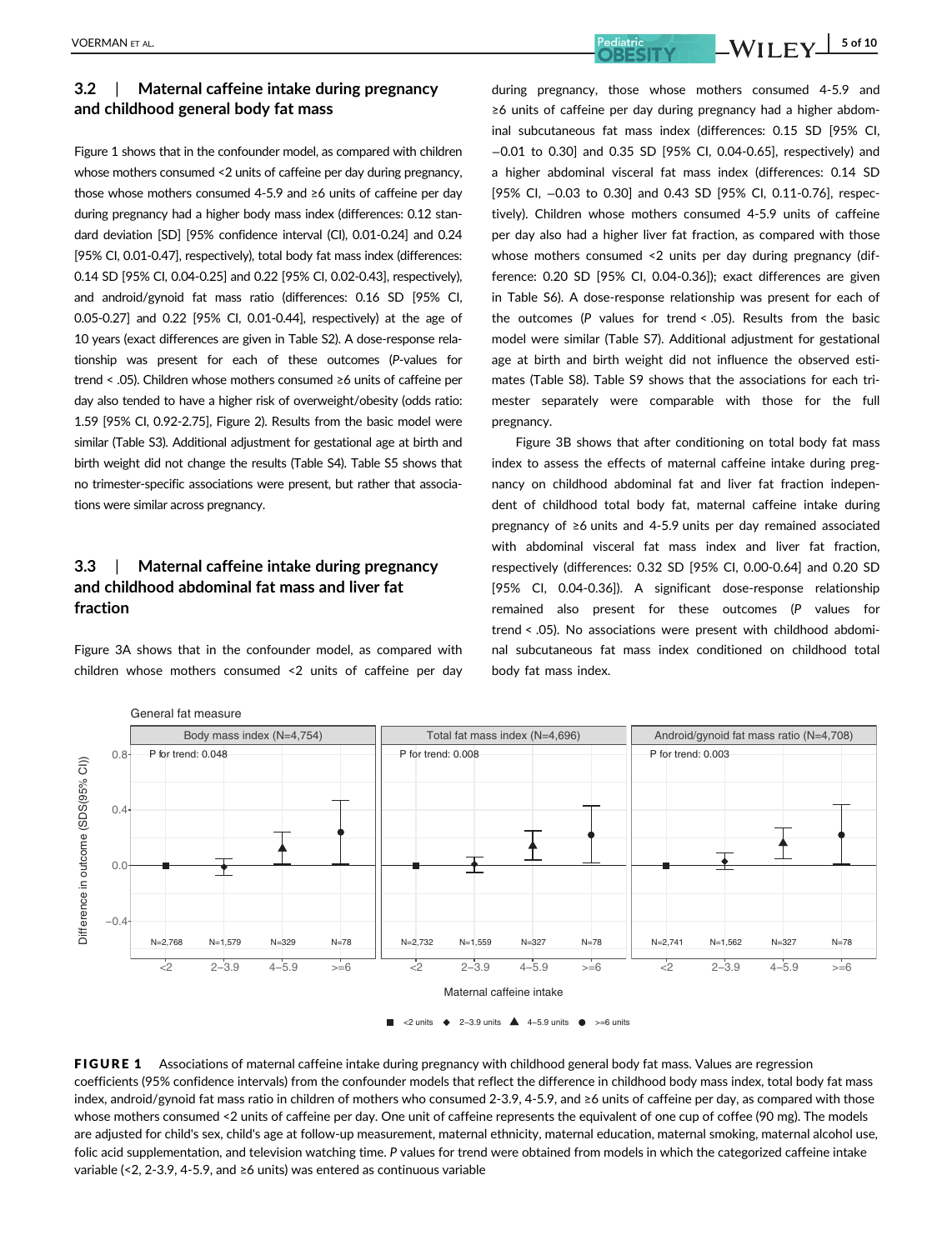## 3.2 | Maternal caffeine intake during pregnancy and childhood general body fat mass

Figure 1 shows that in the confounder model, as compared with children whose mothers consumed <2 units of caffeine per day during pregnancy, those whose mothers consumed 4-5.9 and ≥6 units of caffeine per day during pregnancy had a higher body mass index (differences: 0.12 standard deviation [SD] [95% confidence interval (CI), 0.01-0.24] and 0.24 [95% CI, 0.01-0.47], respectively), total body fat mass index (differences: 0.14 SD [95% CI, 0.04-0.25] and 0.22 [95% CI, 0.02-0.43], respectively), and android/gynoid fat mass ratio (differences: 0.16 SD [95% CI, 0.05-0.27] and 0.22 [95% CI, 0.01-0.44], respectively) at the age of 10 years (exact differences are given in Table S2). A dose-response relationship was present for each of these outcomes (*P*-values for trend < .05). Children whose mothers consumed ≥6 units of caffeine per day also tended to have a higher risk of overweight/obesity (odds ratio: 1.59 [95% CI, 0.92-2.75], Figure 2). Results from the basic model were similar (Table S3). Additional adjustment for gestational age at birth and birth weight did not change the results (Table S4). Table S5 shows that no trimester-specific associations were present, but rather that associations were similar across pregnancy.

## 3.3 | Maternal caffeine intake during pregnancy and childhood abdominal fat mass and liver fat fraction

Figure 3A shows that in the confounder model, as compared with children whose mothers consumed <2 units of caffeine per day during pregnancy, those whose mothers consumed 4-5.9 and ≥6 units of caffeine per day during pregnancy had a higher abdominal subcutaneous fat mass index (differences: 0.15 SD [95% CI, −0.01 to 0.30] and 0.35 SD [95% CI, 0.04-0.65], respectively) and a higher abdominal visceral fat mass index (differences: 0.14 SD [95% CI, −0.03 to 0.30] and 0.43 SD [95% CI, 0.11-0.76], respectively). Children whose mothers consumed 4-5.9 units of caffeine per day also had a higher liver fat fraction, as compared with those whose mothers consumed <2 units per day during pregnancy (difference: 0.20 SD [95% CI, 0.04-0.36]); exact differences are given in Table S6). A dose-response relationship was present for each of the outcomes (*P* values for trend < .05). Results from the basic model were similar (Table S7). Additional adjustment for gestational age at birth and birth weight did not influence the observed estimates (Table S8). Table S9 shows that the associations for each trimester separately were comparable with those for the full pregnancy.

Figure 3B shows that after conditioning on total body fat mass index to assess the effects of maternal caffeine intake during pregnancy on childhood abdominal fat and liver fat fraction independent of childhood total body fat, maternal caffeine intake during pregnancy of ≥6 units and 4-5.9 units per day remained associated with abdominal visceral fat mass index and liver fat fraction, respectively (differences: 0.32 SD [95% CI, 0.00-0.64] and 0.20 SD [95% CI, 0.04-0.36]). A significant dose-response relationship remained also present for these outcomes (*P* values for trend < .05). No associations were present with childhood abdominal subcutaneous fat mass index conditioned on childhood total body fat mass index.

**FIGURE 1** Associations of maternal caffeine intake during pregnancy with childhood general body fat mass. Values are regression coefficients (95% confidence intervals) from the confounder models that reflect the difference in childhood body mass index, total body fat mass index, android/gynoid fat mass ratio in children of mothers who consumed 2-3.9, 4-5.9, and ≥6 units of caffeine per day, as compared with those whose mothers consumed <2 units of caffeine per day. One unit of caffeine represents the equivalent of one cup of coffee (90 mg). The models are adjusted for child's sex, child's age at follow-up measurement, maternal ethnicity, maternal education, maternal smoking, maternal alcohol use, folic acid supplementation, and television watching time. *P* values for trend were obtained from models in which the categorized caffeine intake variable (<2, 2-3.9, 4-5.9, and ≥6 units) was entered as continuous variable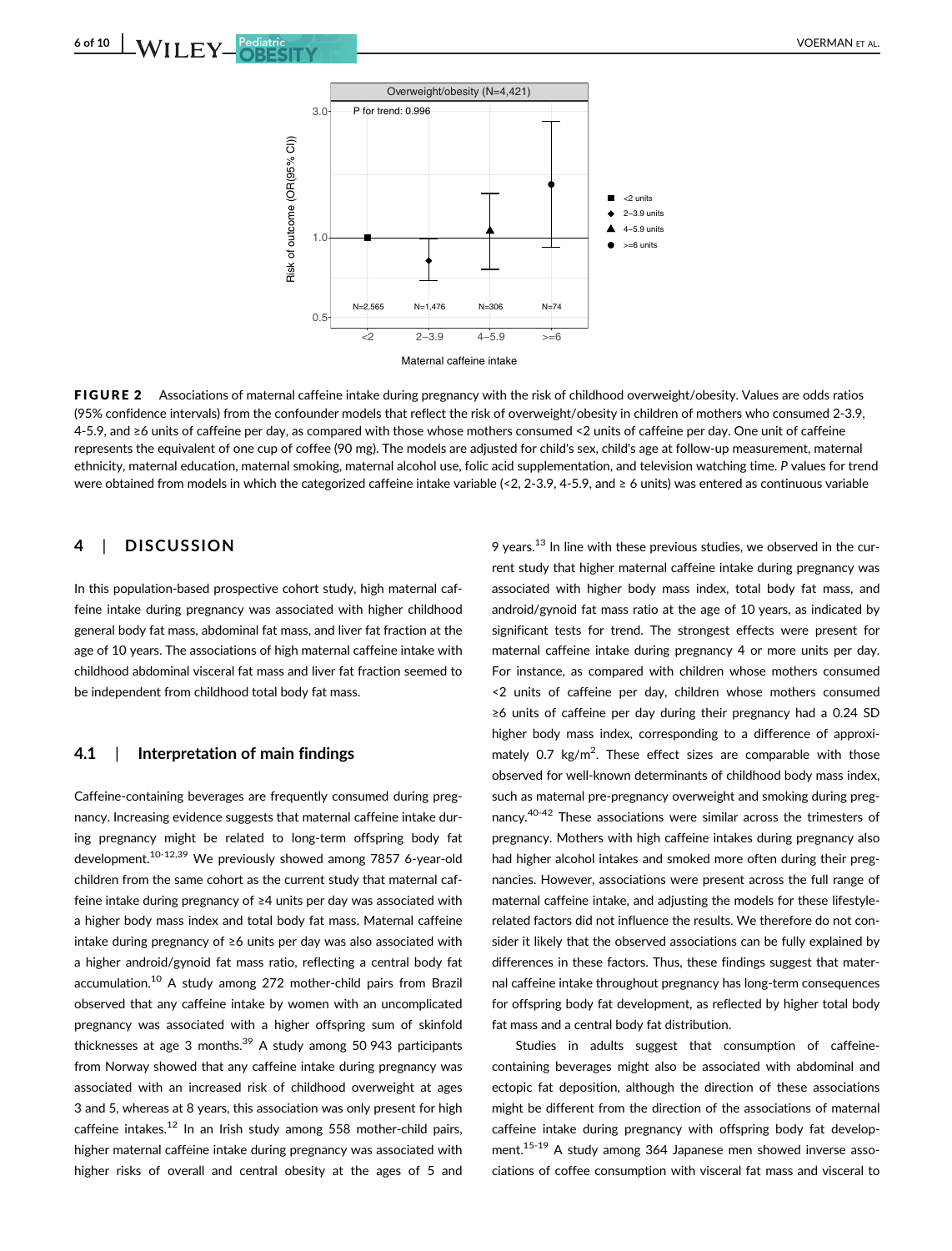FIGURE 2 Associations of maternal caffeine intake during pregnancy with the risk of childhood overweight/obesity. Values are odds ratios (95% confidence intervals) from the confounder models that reflect the risk of overweight/obesity in children of mothers who consumed 2-3.9, 4-5.9, and ≥6 units of caffeine per day, as compared with those whose mothers consumed <2 units of caffeine per day. One unit of caffeine represents the equivalent of one cup of coffee (90 mg). The models are adjusted for child's sex, child's age at follow-up measurement, maternal ethnicity, maternal education, maternal smoking, maternal alcohol use, folic acid supplementation, and television watching time. *P* values for trend were obtained from models in which the categorized caffeine intake variable (<2, 2-3.9, 4-5.9, and ≥ 6 units) was entered as continuous variable

## 4 | DISCUSSION

In this population-based prospective cohort study, high maternal caffeine intake during pregnancy was associated with higher childhood general body fat mass, abdominal fat mass, and liver fat fraction at the age of 10 years. The associations of high maternal caffeine intake with childhood abdominal visceral fat mass and liver fat fraction seemed to be independent from childhood total body fat mass.

### 4.1 | Interpretation of main findings

Caffeine-containing beverages are frequently consumed during pregnancy. Increasing evidence suggests that maternal caffeine intake during pregnancy might be related to long-term offspring body fat development.[10-12,39] We previously showed among 7857 6-year-old children from the same cohort as the current study that maternal caffeine intake during pregnancy of ≥4 units per day was associated with a higher body mass index and total body fat mass. Maternal caffeine intake during pregnancy of ≥6 units per day was also associated with a higher android/gynoid fat mass ratio, reflecting a central body fat accumulation.[10] A study among 272 mother-child pairs from Brazil observed that any caffeine intake by women with an uncomplicated pregnancy was associated with a higher offspring sum of skinfold thicknesses at age 3 months.[39] A study among 50 943 participants from Norway showed that any caffeine intake during pregnancy was associated with an increased risk of childhood overweight at ages 3 and 5, whereas at 8 years, this association was only present for high caffeine intakes.[12] In an Irish study among 558 mother-child pairs, higher maternal caffeine intake during pregnancy was associated with higher risks of overall and central obesity at the ages of 5 and 9 years.[13] In line with these previous studies, we observed in the current study that higher maternal caffeine intake during pregnancy was associated with higher body mass index, total body fat mass, and android/gynoid fat mass ratio at the age of 10 years, as indicated by significant tests for trend. The strongest effects were present for maternal caffeine intake during pregnancy 4 or more units per day. For instance, as compared with children whose mothers consumed <2 units of caffeine per day, children whose mothers consumed ≥6 units of caffeine per day during their pregnancy had a 0.24 SD higher body mass index, corresponding to a difference of approximately 0.7 kg/m$^2$. These effect sizes are comparable with those observed for well-known determinants of childhood body mass index, such as maternal pre-pregnancy overweight and smoking during pregnancy.[40-42] These associations were similar across the trimesters of pregnancy. Mothers with high caffeine intakes during pregnancy also had higher alcohol intakes and smoked more often during their pregnancies. However, associations were present across the full range of maternal caffeine intake, and adjusting the models for these lifestyle-related factors did not influence the results. We therefore do not consider it likely that the observed associations can be fully explained by differences in these factors. Thus, these findings suggest that maternal caffeine intake throughout pregnancy has long-term consequences for offspring body fat development, as reflected by higher total body fat mass and a central body fat distribution.

Studies in adults suggest that consumption of caffeine-containing beverages might also be associated with abdominal and ectopic fat deposition, although the direction of these associations might be different from the direction of the associations of maternal caffeine intake during pregnancy with offspring body fat development.[15-19] A study among 364 Japanese men showed inverse associations of coffee consumption with visceral fat mass and visceral to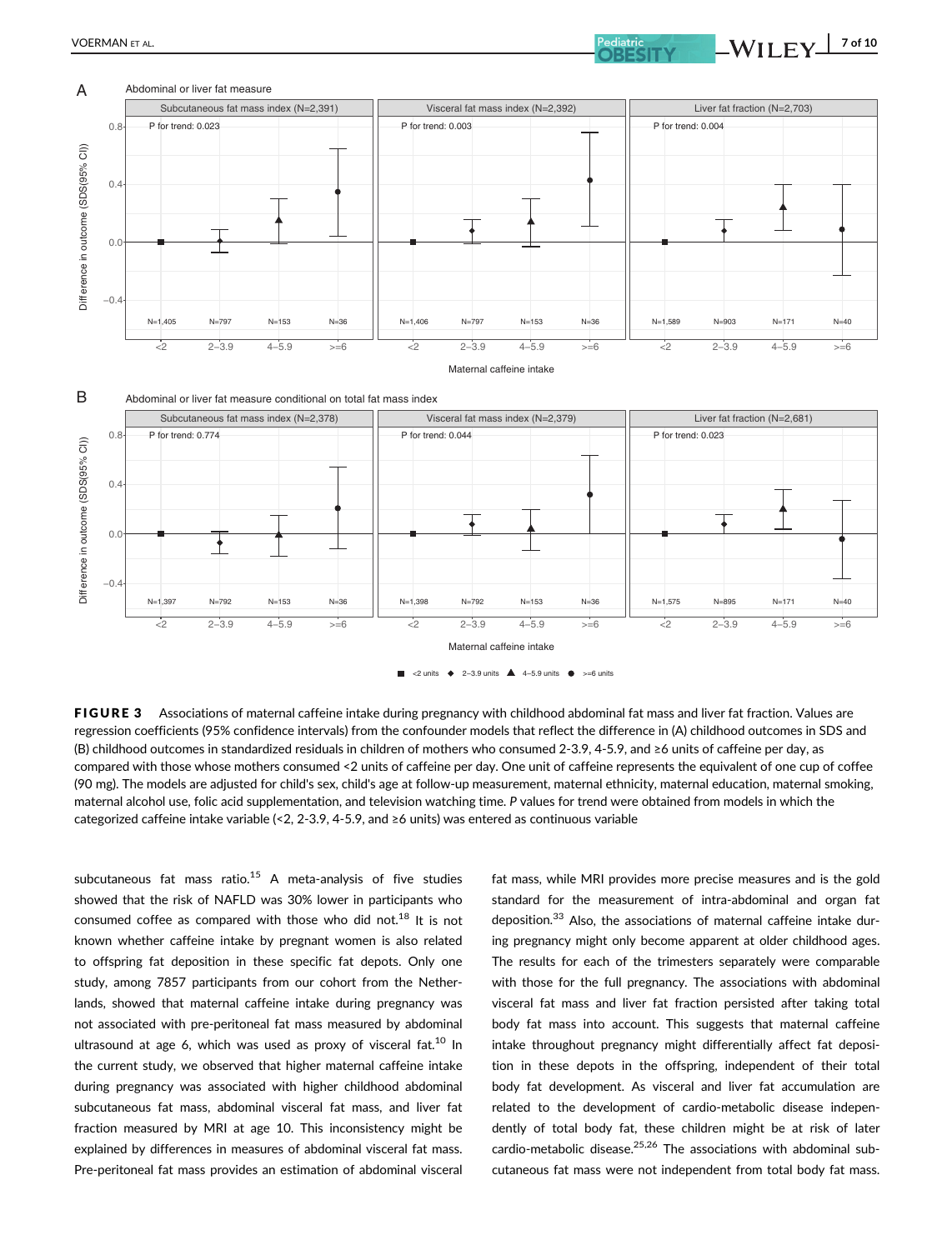**FIGURE 3** Associations of maternal caffeine intake during pregnancy with childhood abdominal fat mass and liver fat fraction. Values are regression coefficients (95% confidence intervals) from the confounder models that reflect the difference in (A) childhood outcomes in SDS and (B) childhood outcomes in standardized residuals in children of mothers who consumed 2-3.9, 4-5.9, and ≥6 units of caffeine per day, as compared with those whose mothers consumed <2 units of caffeine per day. One unit of caffeine represents the equivalent of one cup of coffee (90 mg). The models are adjusted for child's sex, child's age at follow-up measurement, maternal ethnicity, maternal education, maternal smoking, maternal alcohol use, folic acid supplementation, and television watching time. *P* values for trend were obtained from models in which the categorized caffeine intake variable (<2, 2-3.9, 4-5.9, and ≥6 units) was entered as continuous variable

subcutaneous fat mass ratio.[15] A meta-analysis of five studies showed that the risk of NAFLD was 30% lower in participants who consumed coffee as compared with those who did not.[18] It is not known whether caffeine intake by pregnant women is also related to offspring fat deposition in these specific fat depots. Only one study, among 7857 participants from our cohort from the Netherlands, showed that maternal caffeine intake during pregnancy was not associated with pre-peritoneal fat mass measured by abdominal ultrasound at age 6, which was used as proxy of visceral fat.[10] In the current study, we observed that higher maternal caffeine intake during pregnancy was associated with higher childhood abdominal subcutaneous fat mass, abdominal visceral fat mass, and liver fat fraction measured by MRI at age 10. This inconsistency might be explained by differences in measures of abdominal visceral fat mass. Pre-peritoneal fat mass provides an estimation of abdominal visceral fat mass, while MRI provides more precise measures and is the gold standard for the measurement of intra-abdominal and organ fat deposition.[33] Also, the associations of maternal caffeine intake during pregnancy might only become apparent at older childhood ages. The results for each of the trimesters separately were comparable with those for the full pregnancy. The associations with abdominal visceral fat mass and liver fat fraction persisted after taking total body fat mass into account. This suggests that maternal caffeine intake throughout pregnancy might differentially affect fat deposition in these depots in the offspring, independent of their total body fat development. As visceral and liver fat accumulation are related to the development of cardio-metabolic disease independently of total body fat, these children might be at risk of later cardio-metabolic disease.[25,26] The associations with abdominal subcutaneous fat mass were not independent from total body fat mass.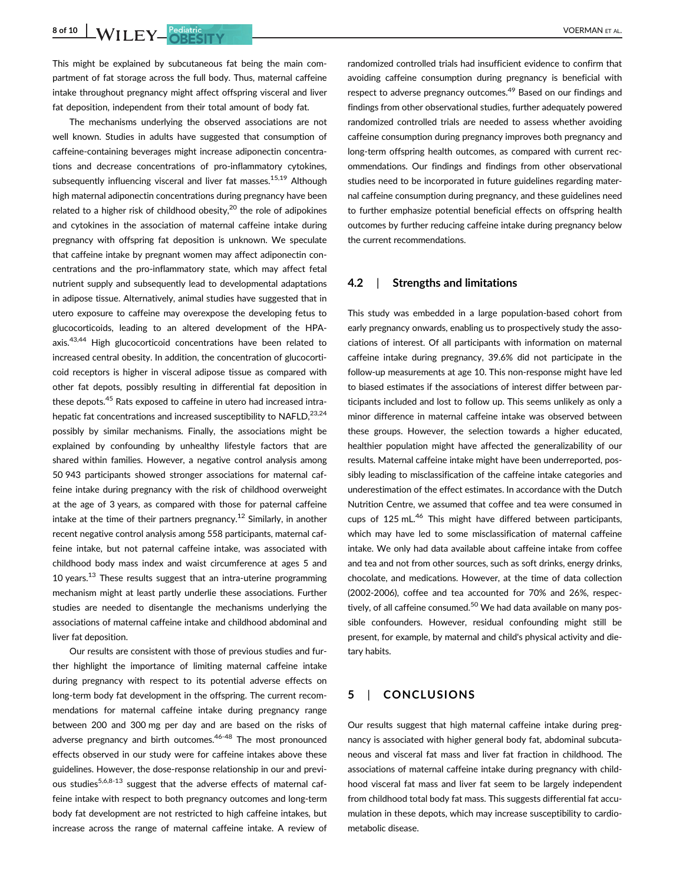This might be explained by subcutaneous fat being the main compartment of fat storage across the full body. Thus, maternal caffeine intake throughout pregnancy might affect offspring visceral and liver fat deposition, independent from their total amount of body fat.

The mechanisms underlying the observed associations are not well known. Studies in adults have suggested that consumption of caffeine-containing beverages might increase adiponectin concentrations and decrease concentrations of pro-inflammatory cytokines, subsequently influencing visceral and liver fat masses.[15,19] Although high maternal adiponectin concentrations during pregnancy have been related to a higher risk of childhood obesity,[20] the role of adipokines and cytokines in the association of maternal caffeine intake during pregnancy with offspring fat deposition is unknown. We speculate that caffeine intake by pregnant women may affect adiponectin concentrations and the pro-inflammatory state, which may affect fetal nutrient supply and subsequently lead to developmental adaptations in adipose tissue. Alternatively, animal studies have suggested that in utero exposure to caffeine may overexpose the developing fetus to glucocorticoids, leading to an altered development of the HPA-axis.[43,44] High glucocorticoid concentrations have been related to increased central obesity. In addition, the concentration of glucocorticoid receptors is higher in visceral adipose tissue as compared with other fat depots, possibly resulting in differential fat deposition in these depots.[45] Rats exposed to caffeine in utero had increased intrahepatic fat concentrations and increased susceptibility to NAFLD,[23,24] possibly by similar mechanisms. Finally, the associations might be explained by confounding by unhealthy lifestyle factors that are shared within families. However, a negative control analysis among 50 943 participants showed stronger associations for maternal caffeine intake during pregnancy with the risk of childhood overweight at the age of 3 years, as compared with those for paternal caffeine intake at the time of their partners pregnancy.[12] Similarly, in another recent negative control analysis among 558 participants, maternal caffeine intake, but not paternal caffeine intake, was associated with childhood body mass index and waist circumference at ages 5 and 10 years.[13] These results suggest that an intra-uterine programming mechanism might at least partly underlie these associations. Further studies are needed to disentangle the mechanisms underlying the associations of maternal caffeine intake and childhood abdominal and liver fat deposition.

Our results are consistent with those of previous studies and further highlight the importance of limiting maternal caffeine intake during pregnancy with respect to its potential adverse effects on long-term body fat development in the offspring. The current recommendations for maternal caffeine intake during pregnancy range between 200 and 300 mg per day and are based on the risks of adverse pregnancy and birth outcomes.[46-48] The most pronounced effects observed in our study were for caffeine intakes above these guidelines. However, the dose-response relationship in our and previous studies[5,6,8-13] suggest that the adverse effects of maternal caffeine intake with respect to both pregnancy outcomes and long-term body fat development are not restricted to high caffeine intakes, but increase across the range of maternal caffeine intake. A review of randomized controlled trials had insufficient evidence to confirm that avoiding caffeine consumption during pregnancy is beneficial with respect to adverse pregnancy outcomes.[49] Based on our findings and findings from other observational studies, further adequately powered randomized controlled trials are needed to assess whether avoiding caffeine consumption during pregnancy improves both pregnancy and long-term offspring health outcomes, as compared with current recommendations. Our findings and findings from other observational studies need to be incorporated in future guidelines regarding maternal caffeine consumption during pregnancy, and these guidelines need to further emphasize potential beneficial effects on offspring health outcomes by further reducing caffeine intake during pregnancy below the current recommendations.

### 4.2 | Strengths and limitations

This study was embedded in a large population-based cohort from early pregnancy onwards, enabling us to prospectively study the associations of interest. Of all participants with information on maternal caffeine intake during pregnancy, 39.6% did not participate in the follow-up measurements at age 10. This non-response might have led to biased estimates if the associations of interest differ between participants included and lost to follow up. This seems unlikely as only a minor difference in maternal caffeine intake was observed between these groups. However, the selection towards a higher educated, healthier population might have affected the generalizability of our results. Maternal caffeine intake might have been underreported, possibly leading to misclassification of the caffeine intake categories and underestimation of the effect estimates. In accordance with the Dutch Nutrition Centre, we assumed that coffee and tea were consumed in cups of 125 mL.[46] This might have differed between participants, which may have led to some misclassification of maternal caffeine intake. We only had data available about caffeine intake from coffee and tea and not from other sources, such as soft drinks, energy drinks, chocolate, and medications. However, at the time of data collection (2002-2006), coffee and tea accounted for 70% and 26%, respectively, of all caffeine consumed.[50] We had data available on many possible confounders. However, residual confounding might still be present, for example, by maternal and child's physical activity and dietary habits.

## 5 | CONCLUSIONS

Our results suggest that high maternal caffeine intake during pregnancy is associated with higher general body fat, abdominal subcutaneous and visceral fat mass and liver fat fraction in childhood. The associations of maternal caffeine intake during pregnancy with childhood visceral fat mass and liver fat seem to be largely independent from childhood total body fat mass. This suggests differential fat accumulation in these depots, which may increase susceptibility to cardiometabolic disease.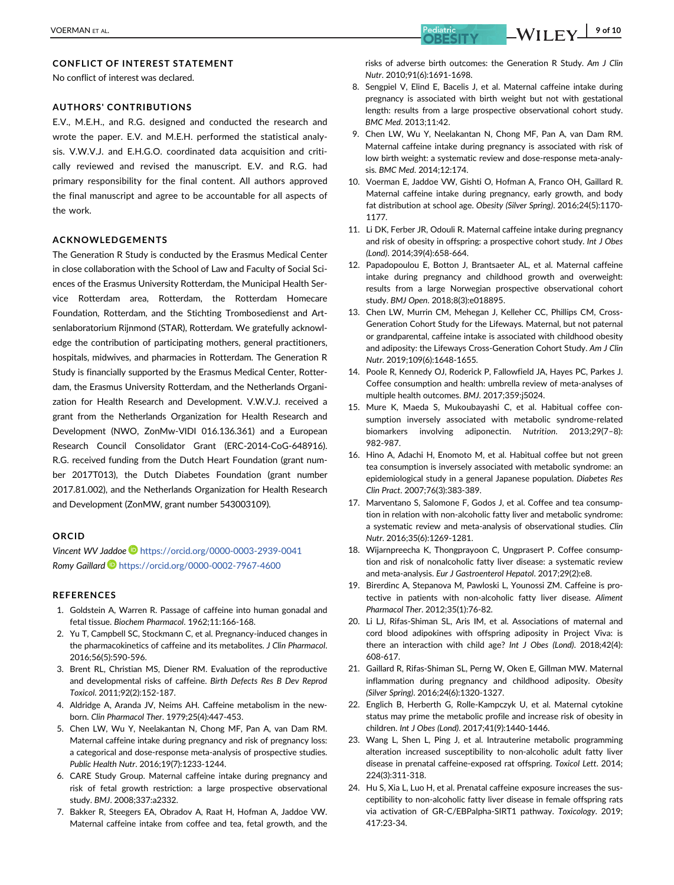## CONFLICT OF INTEREST STATEMENT

No conflict of interest was declared.

## AUTHORS' CONTRIBUTIONS

E.V., M.E.H., and R.G. designed and conducted the research and wrote the paper. E.V. and M.E.H. performed the statistical analysis. V.W.V.J. and E.H.G.O. coordinated data acquisition and critically reviewed and revised the manuscript. E.V. and R.G. had primary responsibility for the final content. All authors approved the final manuscript and agree to be accountable for all aspects of the work.

## ACKNOWLEDGEMENTS

The Generation R Study is conducted by the Erasmus Medical Center in close collaboration with the School of Law and Faculty of Social Sciences of the Erasmus University Rotterdam, the Municipal Health Service Rotterdam area, Rotterdam, the Rotterdam Homecare Foundation, Rotterdam, and the Stichting Trombosedienst and Artsenlaboratorium Rijnmond (STAR), Rotterdam. We gratefully acknowledge the contribution of participating mothers, general practitioners, hospitals, midwives, and pharmacies in Rotterdam. The Generation R Study is financially supported by the Erasmus Medical Center, Rotterdam, the Erasmus University Rotterdam, and the Netherlands Organization for Health Research and Development. V.W.V.J. received a grant from the Netherlands Organization for Health Research and Development (NWO, ZonMw-VIDI 016.136.361) and a European Research Council Consolidator Grant (ERC-2014-CoG-648916). R.G. received funding from the Dutch Heart Foundation (grant number 2017T013), the Dutch Diabetes Foundation (grant number 2017.81.002), and the Netherlands Organization for Health Research and Development (ZonMW, grant number 543003109).

## ORCID

*Vincent WV Jaddoe* https://orcid.org/0000-0003-2939-0041
*Romy Gaillard* https://orcid.org/0000-0002-7967-4600

## REFERENCES

1. Goldstein A, Warren R. Passage of caffeine into human gonadal and fetal tissue. *Biochem Pharmacol*. 1962;11:166-168.
2. Yu T, Campbell SC, Stockmann C, et al. Pregnancy-induced changes in the pharmacokinetics of caffeine and its metabolites. *J Clin Pharmacol*. 2016;56(5):590-596.
3. Brent RL, Christian MS, Diener RM. Evaluation of the reproductive and developmental risks of caffeine. *Birth Defects Res B Dev Reprod Toxicol*. 2011;92(2):152-187.
4. Aldridge A, Aranda JV, Neims AH. Caffeine metabolism in the newborn. *Clin Pharmacol Ther*. 1979;25(4):447-453.
5. Chen LW, Wu Y, Neelakantan N, Chong MF, Pan A, van Dam RM. Maternal caffeine intake during pregnancy and risk of pregnancy loss: a categorical and dose-response meta-analysis of prospective studies. *Public Health Nutr*. 2016;19(7):1233-1244.
6. CARE Study Group. Maternal caffeine intake during pregnancy and risk of fetal growth restriction: a large prospective observational study. *BMJ*. 2008;337:a2332.
7. Bakker R, Steegers EA, Obradov A, Raat H, Hofman A, Jaddoe VW. Maternal caffeine intake from coffee and tea, fetal growth, and the risks of adverse birth outcomes: the Generation R Study. *Am J Clin Nutr*. 2010;91(6):1691-1698.
8. Sengpiel V, Elind E, Bacelis J, et al. Maternal caffeine intake during pregnancy is associated with birth weight but not with gestational length: results from a large prospective observational cohort study. *BMC Med*. 2013;11:42.
9. Chen LW, Wu Y, Neelakantan N, Chong MF, Pan A, van Dam RM. Maternal caffeine intake during pregnancy is associated with risk of low birth weight: a systematic review and dose-response meta-analysis. *BMC Med*. 2014;12:174.
10. Voerman E, Jaddoe VW, Gishti O, Hofman A, Franco OH, Gaillard R. Maternal caffeine intake during pregnancy, early growth, and body fat distribution at school age. *Obesity (Silver Spring)*. 2016;24(5):1170-1177.
11. Li DK, Ferber JR, Odouli R. Maternal caffeine intake during pregnancy and risk of obesity in offspring: a prospective cohort study. *Int J Obes (Lond)*. 2014;39(4):658-664.
12. Papadopoulou E, Botton J, Brantsaeter AL, et al. Maternal caffeine intake during pregnancy and childhood growth and overweight: results from a large Norwegian prospective observational cohort study. *BMJ Open*. 2018;8(3):e018895.
13. Chen LW, Murrin CM, Mehegan J, Kelleher CC, Phillips CM, Cross-Generation Cohort Study for the Lifeways. Maternal, but not paternal or grandparental, caffeine intake is associated with childhood obesity and adiposity: the Lifeways Cross-Generation Cohort Study. *Am J Clin Nutr*. 2019;109(6):1648-1655.
14. Poole R, Kennedy OJ, Roderick P, Fallowfield JA, Hayes PC, Parkes J. Coffee consumption and health: umbrella review of meta-analyses of multiple health outcomes. *BMJ*. 2017;359:j5024.
15. Mure K, Maeda S, Mukoubayashi C, et al. Habitual coffee consumption inversely associated with metabolic syndrome-related biomarkers involving adiponectin. *Nutrition*. 2013;29(7–8):982-987.
16. Hino A, Adachi H, Enomoto M, et al. Habitual coffee but not green tea consumption is inversely associated with metabolic syndrome: an epidemiological study in a general Japanese population. *Diabetes Res Clin Pract*. 2007;76(3):383-389.
17. Marventano S, Salomone F, Godos J, et al. Coffee and tea consumption in relation with non-alcoholic fatty liver and metabolic syndrome: a systematic review and meta-analysis of observational studies. *Clin Nutr*. 2016;35(6):1269-1281.
18. Wijarnpreecha K, Thongprayoon C, Ungprasert P. Coffee consumption and risk of nonalcoholic fatty liver disease: a systematic review and meta-analysis. *Eur J Gastroenterol Hepatol*. 2017;29(2):e8.
19. Birerdinc A, Stepanova M, Pawloski L, Younossi ZM. Caffeine is protective in patients with non-alcoholic fatty liver disease. *Aliment Pharmacol Ther*. 2012;35(1):76-82.
20. Li LJ, Rifas-Shiman SL, Aris IM, et al. Associations of maternal and cord blood adipokines with offspring adiposity in Project Viva: is there an interaction with child age? *Int J Obes (Lond)*. 2018;42(4):608-617.
21. Gaillard R, Rifas-Shiman SL, Perng W, Oken E, Gillman MW. Maternal inflammation during pregnancy and childhood adiposity. *Obesity (Silver Spring)*. 2016;24(6):1320-1327.
22. Englich B, Herberth G, Rolle-Kampczyk U, et al. Maternal cytokine status may prime the metabolic profile and increase risk of obesity in children. *Int J Obes (Lond)*. 2017;41(9):1440-1446.
23. Wang L, Shen L, Ping J, et al. Intrauterine metabolic programming alteration increased susceptibility to non-alcoholic adult fatty liver disease in prenatal caffeine-exposed rat offspring. *Toxicol Lett*. 2014;224(3):311-318.
24. Hu S, Xia L, Luo H, et al. Prenatal caffeine exposure increases the susceptibility to non-alcoholic fatty liver disease in female offspring rats via activation of GR-C/EBPalpha-SIRT1 pathway. *Toxicology*. 2019;417:23-34.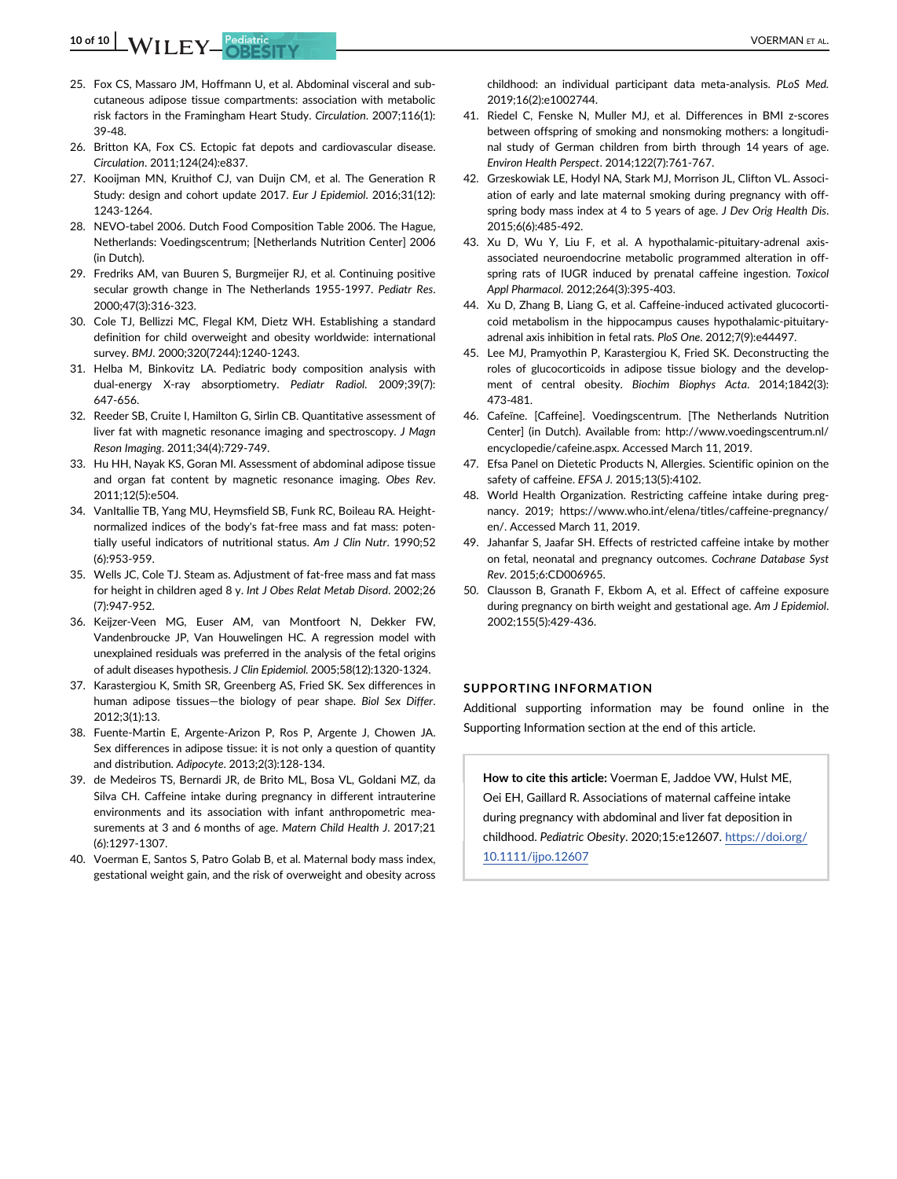25. Fox CS, Massaro JM, Hoffmann U, et al. Abdominal visceral and subcutaneous adipose tissue compartments: association with metabolic risk factors in the Framingham Heart Study. *Circulation*. 2007;116(1):39-48.
26. Britton KA, Fox CS. Ectopic fat depots and cardiovascular disease. *Circulation*. 2011;124(24):e837.
27. Kooijman MN, Kruithof CJ, van Duijn CM, et al. The Generation R Study: design and cohort update 2017. *Eur J Epidemiol*. 2016;31(12):1243-1264.
28. NEVO-tabel 2006. Dutch Food Composition Table 2006. The Hague, Netherlands: Voedingscentrum; [Netherlands Nutrition Center] 2006 (in Dutch).
29. Fredriks AM, van Buuren S, Burgmeijer RJ, et al. Continuing positive secular growth change in The Netherlands 1955-1997. *Pediatr Res*. 2000;47(3):316-323.
30. Cole TJ, Bellizzi MC, Flegal KM, Dietz WH. Establishing a standard definition for child overweight and obesity worldwide: international survey. *BMJ*. 2000;320(7244):1240-1243.
31. Helba M, Binkovitz LA. Pediatric body composition analysis with dual-energy X-ray absorptiometry. *Pediatr Radiol*. 2009;39(7):647-656.
32. Reeder SB, Cruite I, Hamilton G, Sirlin CB. Quantitative assessment of liver fat with magnetic resonance imaging and spectroscopy. *J Magn Reson Imaging*. 2011;34(4):729-749.
33. Hu HH, Nayak KS, Goran MI. Assessment of abdominal adipose tissue and organ fat content by magnetic resonance imaging. *Obes Rev*. 2011;12(5):e504.
34. VanItallie TB, Yang MU, Heymsfield SB, Funk RC, Boileau RA. Height-normalized indices of the body's fat-free mass and fat mass: potentially useful indicators of nutritional status. *Am J Clin Nutr*. 1990;52(6):953-959.
35. Wells JC, Cole TJ. Steam as. Adjustment of fat-free mass and fat mass for height in children aged 8 y. *Int J Obes Relat Metab Disord*. 2002;26(7):947-952.
36. Keijzer-Veen MG, Euser AM, van Montfoort N, Dekker FW, Vandenbroucke JP, Van Houwelingen HC. A regression model with unexplained residuals was preferred in the analysis of the fetal origins of adult diseases hypothesis. *J Clin Epidemiol*. 2005;58(12):1320-1324.
37. Karastergiou K, Smith SR, Greenberg AS, Fried SK. Sex differences in human adipose tissues—the biology of pear shape. *Biol Sex Differ*. 2012;3(1):13.
38. Fuente-Martin E, Argente-Arizon P, Ros P, Argente J, Chowen JA. Sex differences in adipose tissue: it is not only a question of quantity and distribution. *Adipocyte*. 2013;2(3):128-134.
39. de Medeiros TS, Bernardi JR, de Brito ML, Bosa VL, Goldani MZ, da Silva CH. Caffeine intake during pregnancy in different intrauterine environments and its association with infant anthropometric measurements at 3 and 6 months of age. *Matern Child Health J*. 2017;21(6):1297-1307.
40. Voerman E, Santos S, Patro Golab B, et al. Maternal body mass index, gestational weight gain, and the risk of overweight and obesity across childhood: an individual participant data meta-analysis. *PLoS Med*. 2019;16(2):e1002744.
41. Riedel C, Fenske N, Muller MJ, et al. Differences in BMI z-scores between offspring of smoking and nonsmoking mothers: a longitudinal study of German children from birth through 14 years of age. *Environ Health Perspect*. 2014;122(7):761-767.
42. Grzeskowiak LE, Hodyl NA, Stark MJ, Morrison JL, Clifton VL. Association of early and late maternal smoking during pregnancy with offspring body mass index at 4 to 5 years of age. *J Dev Orig Health Dis*. 2015;6(6):485-492.
43. Xu D, Wu Y, Liu F, et al. A hypothalamic-pituitary-adrenal axis-associated neuroendocrine metabolic programmed alteration in offspring rats of IUGR induced by prenatal caffeine ingestion. *Toxicol Appl Pharmacol*. 2012;264(3):395-403.
44. Xu D, Zhang B, Liang G, et al. Caffeine-induced activated glucocorticoid metabolism in the hippocampus causes hypothalamic-pituitary-adrenal axis inhibition in fetal rats. *PloS One*. 2012;7(9):e44497.
45. Lee MJ, Pramyothin P, Karastergiou K, Fried SK. Deconstructing the roles of glucocorticoids in adipose tissue biology and the development of central obesity. *Biochim Biophys Acta*. 2014;1842(3):473-481.
46. Cafeïne. [Caffeine]. Voedingscentrum. [The Netherlands Nutrition Center] (in Dutch). Available from: http://www.voedingscentrum.nl/encyclopedie/cafeine.aspx. Accessed March 11, 2019.
47. Efsa Panel on Dietetic Products N, Allergies. Scientific opinion on the safety of caffeine. *EFSA J*. 2015;13(5):4102.
48. World Health Organization. Restricting caffeine intake during pregnancy. 2019; https://www.who.int/elena/titles/caffeine-pregnancy/en/. Accessed March 11, 2019.
49. Jahanfar S, Jaafar SH. Effects of restricted caffeine intake by mother on fetal, neonatal and pregnancy outcomes. *Cochrane Database Syst Rev*. 2015;6:CD006965.
50. Clausson B, Granath F, Ekbom A, et al. Effect of caffeine exposure during pregnancy on birth weight and gestational age. *Am J Epidemiol*. 2002;155(5):429-436.

## SUPPORTING INFORMATION

Additional supporting information may be found online in the Supporting Information section at the end of this article.

**How to cite this article:** Voerman E, Jaddoe VW, Hulst ME, Oei EH, Gaillard R. Associations of maternal caffeine intake during pregnancy with abdominal and liver fat deposition in childhood. *Pediatric Obesity*. 2020;15:e12607. https://doi.org/10.1111/ijpo.12607